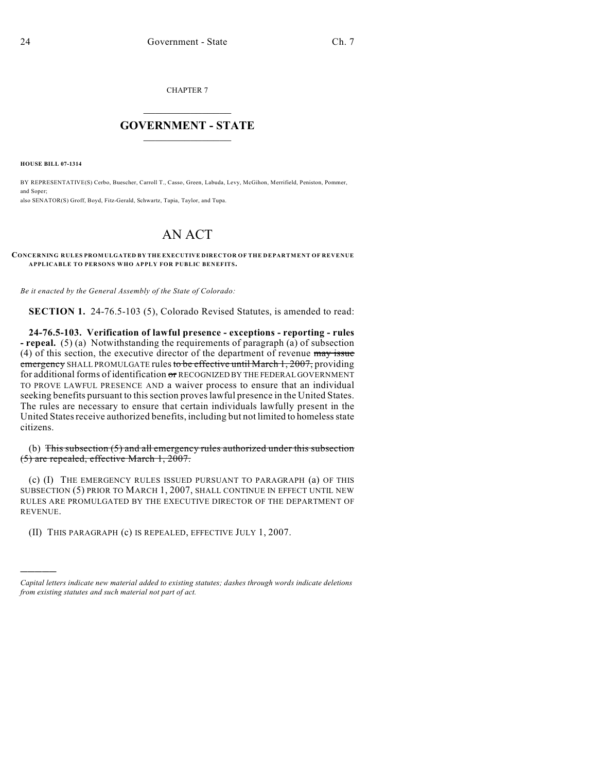CHAPTER 7

# GOVERNMENT - STATE

**HOUSE BILL 07-1314**

BY REPRESENTATIVE(S) Cerbo, Buescher, Carroll T., Casso, Green, Labuda, Levy, McGihon, Merrifield, Peniston, Pommer, and Soper;
also SENATOR(S) Groff, Boyd, Fitz-Gerald, Schwartz, Tapia, Taylor, and Tupa.

# AN ACT

**CONCERNING RULES PROMULGATED BY THE EXECUTIVE DIRECTOR OF THE DEPARTMENT OF REVENUE APPLICABLE TO PERSONS WHO APPLY FOR PUBLIC BENEFITS.**

*Be it enacted by the General Assembly of the State of Colorado:*

**SECTION 1.** 24-76.5-103 (5), Colorado Revised Statutes, is amended to read:

**24-76.5-103. Verification of lawful presence - exceptions - reporting - rules - repeal.** (5) (a) Notwithstanding the requirements of paragraph (a) of subsection (4) of this section, the executive director of the department of revenue ~~may issue emergency~~ SHALL PROMULGATE rules ~~to be effective until March 1, 2007,~~ providing for additional forms of identification ~~or~~ RECOGNIZED BY THE FEDERAL GOVERNMENT TO PROVE LAWFUL PRESENCE AND a waiver process to ensure that an individual seeking benefits pursuant to this section proves lawful presence in the United States. The rules are necessary to ensure that certain individuals lawfully present in the United States receive authorized benefits, including but not limited to homeless state citizens.

(b) ~~This subsection (5) and all emergency rules authorized under this subsection (5) are repealed, effective March 1, 2007.~~

(c) (I) THE EMERGENCY RULES ISSUED PURSUANT TO PARAGRAPH (a) OF THIS SUBSECTION (5) PRIOR TO MARCH 1, 2007, SHALL CONTINUE IN EFFECT UNTIL NEW RULES ARE PROMULGATED BY THE EXECUTIVE DIRECTOR OF THE DEPARTMENT OF REVENUE.

(II) THIS PARAGRAPH (c) IS REPEALED, EFFECTIVE JULY 1, 2007.

---

*Capital letters indicate new material added to existing statutes; dashes through words indicate deletions from existing statutes and such material not part of act.*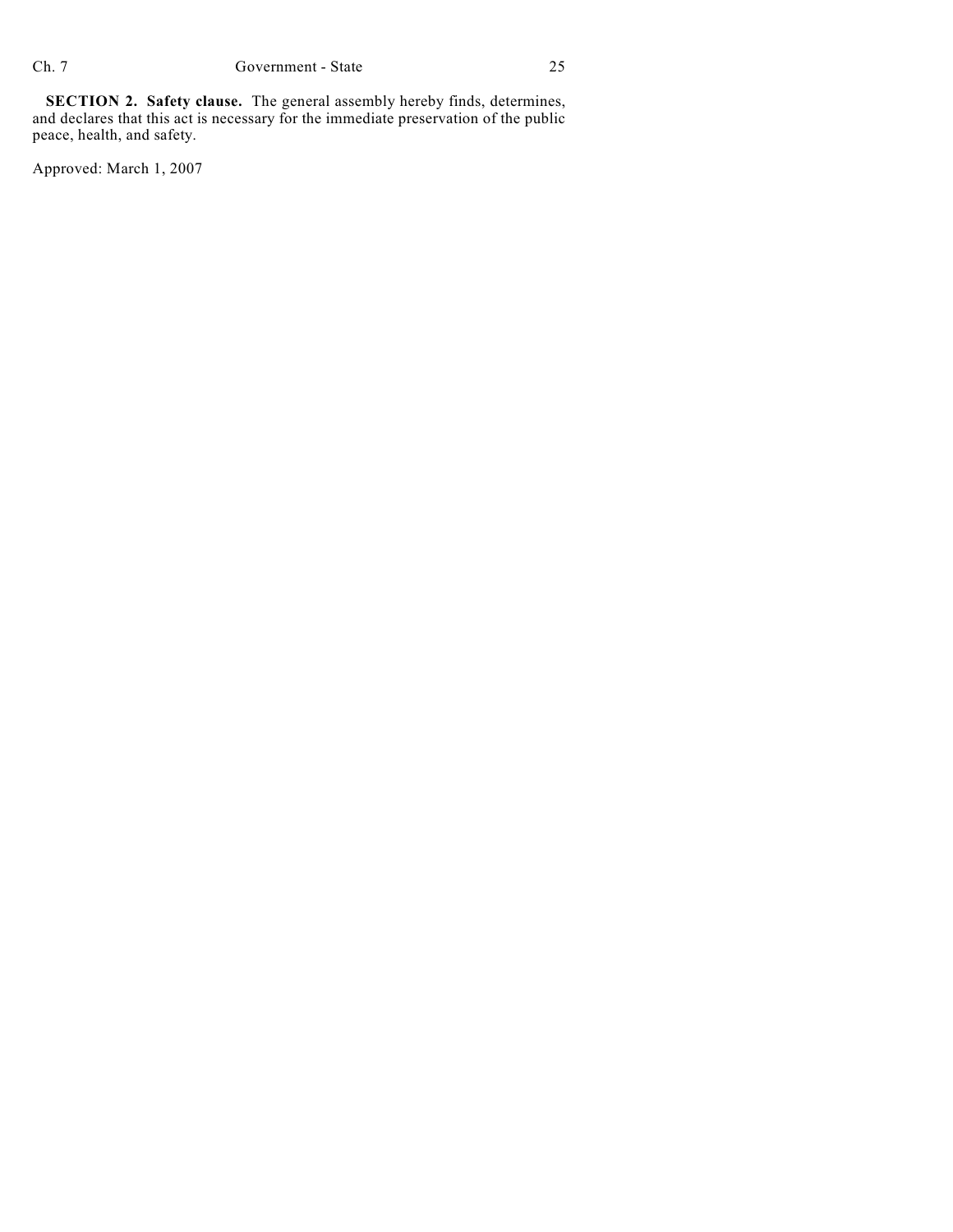**SECTION 2. Safety clause.** The general assembly hereby finds, determines, and declares that this act is necessary for the immediate preservation of the public peace, health, and safety.

Approved: March 1, 2007